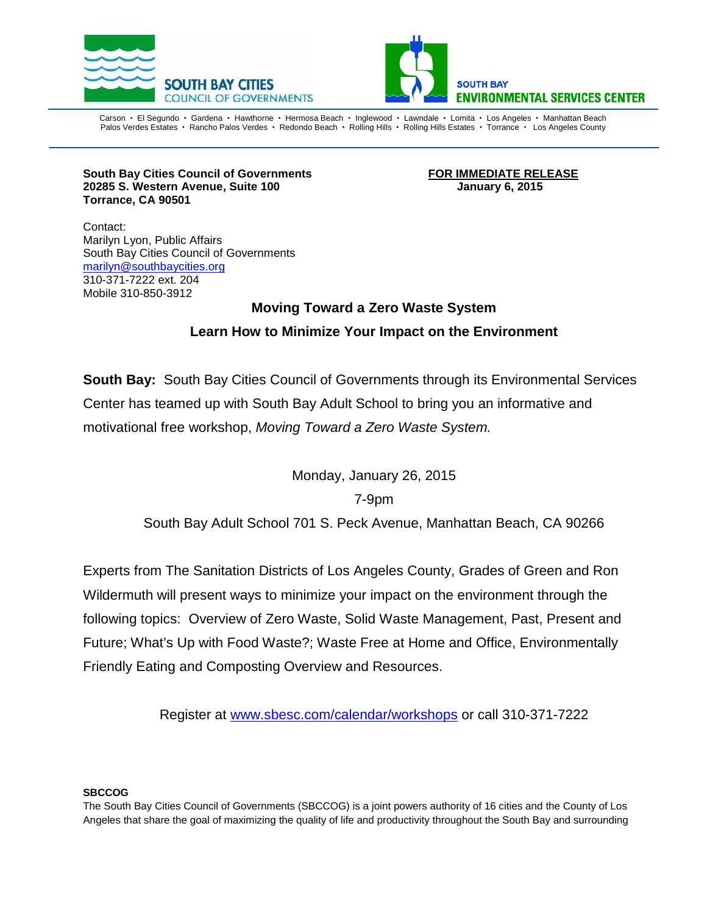SOUTH BAY CITIES
COUNCIL OF GOVERNMENTS

SOUTH BAY
ENVIRONMENTAL SERVICES CENTER

Carson • El Segundo • Gardena • Hawthorne • Hermosa Beach • Inglewood • Lawndale • Lomita • Los Angeles • Manhattan Beach
Palos Verdes Estates • Rancho Palos Verdes • Redondo Beach • Rolling Hills • Rolling Hills Estates • Torrance • Los Angeles County

**South Bay Cities Council of Governments**
**20285 S. Western Avenue, Suite 100**
**Torrance, CA 90501**

**FOR IMMEDIATE RELEASE**
**January 6, 2015**

Contact:
Marilyn Lyon, Public Affairs
South Bay Cities Council of Governments
marilyn@southbaycities.org
310-371-7222 ext. 204
Mobile 310-850-3912

## Moving Toward a Zero Waste System

### Learn How to Minimize Your Impact on the Environment

**South Bay:** South Bay Cities Council of Governments through its Environmental Services Center has teamed up with South Bay Adult School to bring you an informative and motivational free workshop, *Moving Toward a Zero Waste System.*

Monday, January 26, 2015

7-9pm

South Bay Adult School 701 S. Peck Avenue, Manhattan Beach, CA 90266

Experts from The Sanitation Districts of Los Angeles County, Grades of Green and Ron Wildermuth will present ways to minimize your impact on the environment through the following topics: Overview of Zero Waste, Solid Waste Management, Past, Present and Future; What's Up with Food Waste?; Waste Free at Home and Office, Environmentally Friendly Eating and Composting Overview and Resources.

Register at www.sbesc.com/calendar/workshops or call 310-371-7222

**SBCCOG**

The South Bay Cities Council of Governments (SBCCOG) is a joint powers authority of 16 cities and the County of Los Angeles that share the goal of maximizing the quality of life and productivity throughout the South Bay and surrounding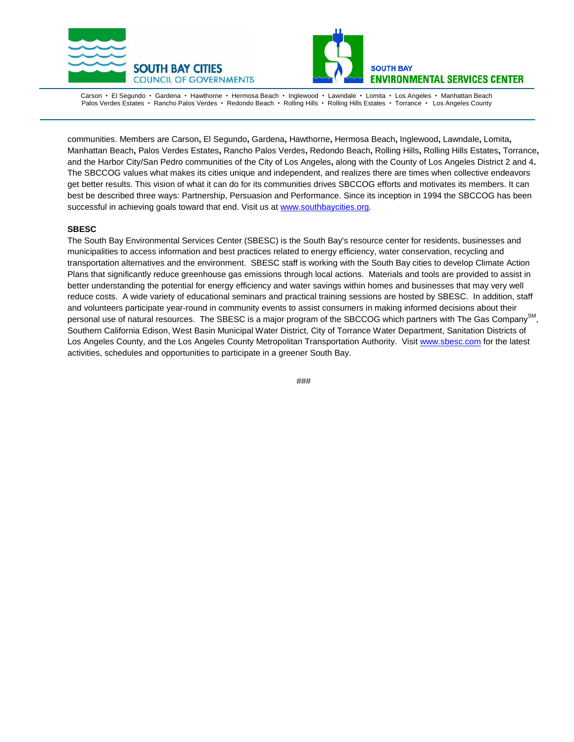communities. Members are Carson, El Segundo, Gardena, Hawthorne, Hermosa Beach, Inglewood, Lawndale, Lomita, Manhattan Beach, Palos Verdes Estates, Rancho Palos Verdes, Redondo Beach, Rolling Hills, Rolling Hills Estates, Torrance, and the Harbor City/San Pedro communities of the City of Los Angeles, along with the County of Los Angeles District 2 and 4. The SBCCOG values what makes its cities unique and independent, and realizes there are times when collective endeavors get better results. This vision of what it can do for its communities drives SBCCOG efforts and motivates its members. It can best be described three ways: Partnership, Persuasion and Performance. Since its inception in 1994 the SBCCOG has been successful in achieving goals toward that end. Visit us at www.southbaycities.org.

**SBESC**

The South Bay Environmental Services Center (SBESC) is the South Bay's resource center for residents, businesses and municipalities to access information and best practices related to energy efficiency, water conservation, recycling and transportation alternatives and the environment. SBESC staff is working with the South Bay cities to develop Climate Action Plans that significantly reduce greenhouse gas emissions through local actions. Materials and tools are provided to assist in better understanding the potential for energy efficiency and water savings within homes and businesses that may very well reduce costs. A wide variety of educational seminars and practical training sessions are hosted by SBESC. In addition, staff and volunteers participate year-round in community events to assist consumers in making informed decisions about their personal use of natural resources. The SBESC is a major program of the SBCCOG which partners with The Gas Company[SM], Southern California Edison, West Basin Municipal Water District, City of Torrance Water Department, Sanitation Districts of Los Angeles County, and the Los Angeles County Metropolitan Transportation Authority. Visit www.sbesc.com for the latest activities, schedules and opportunities to participate in a greener South Bay.

###